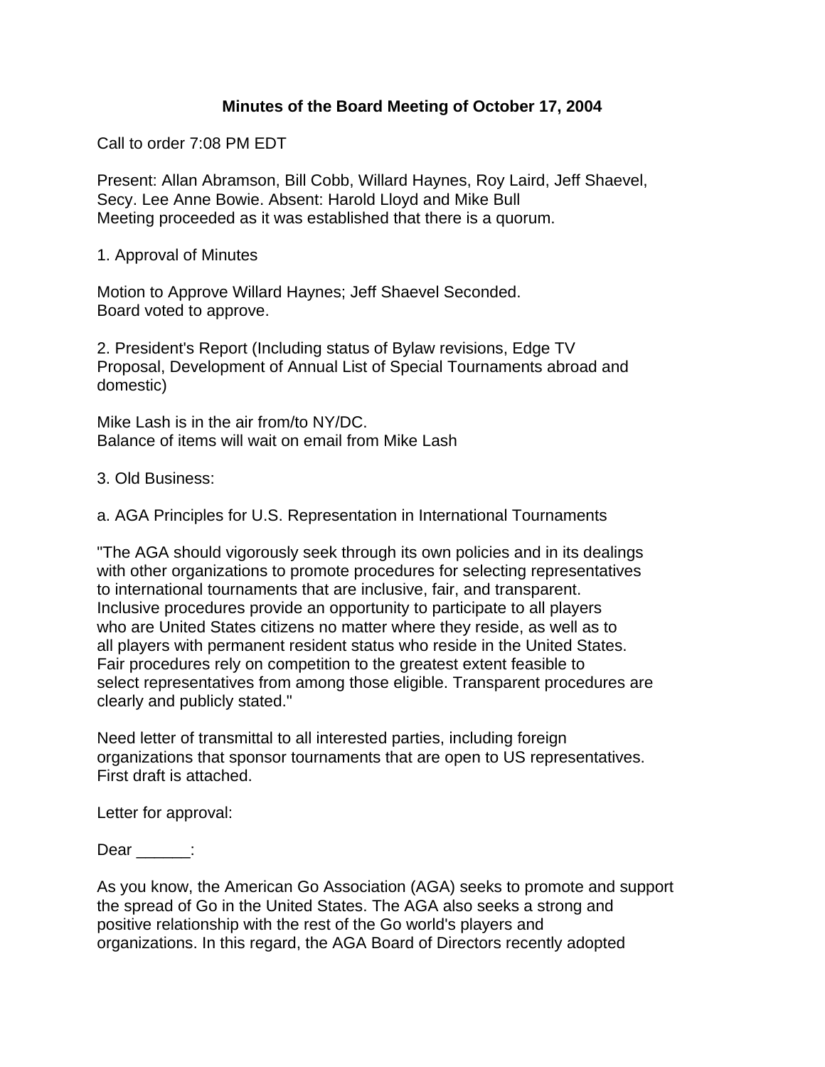# Minutes of the Board Meeting of October 17, 2004

Call to order 7:08 PM EDT

Present: Allan Abramson, Bill Cobb, Willard Haynes, Roy Laird, Jeff Shaevel, Secy. Lee Anne Bowie. Absent: Harold Lloyd and Mike Bull
Meeting proceeded as it was established that there is a quorum.

1. Approval of Minutes

Motion to Approve Willard Haynes; Jeff Shaevel Seconded.
Board voted to approve.

2. President's Report (Including status of Bylaw revisions, Edge TV Proposal, Development of Annual List of Special Tournaments abroad and domestic)

Mike Lash is in the air from/to NY/DC.
Balance of items will wait on email from Mike Lash

3. Old Business:

a. AGA Principles for U.S. Representation in International Tournaments

"The AGA should vigorously seek through its own policies and in its dealings with other organizations to promote procedures for selecting representatives to international tournaments that are inclusive, fair, and transparent. Inclusive procedures provide an opportunity to participate to all players who are United States citizens no matter where they reside, as well as to all players with permanent resident status who reside in the United States. Fair procedures rely on competition to the greatest extent feasible to select representatives from among those eligible. Transparent procedures are clearly and publicly stated."

Need letter of transmittal to all interested parties, including foreign organizations that sponsor tournaments that are open to US representatives. First draft is attached.

Letter for approval:

Dear ______:

As you know, the American Go Association (AGA) seeks to promote and support the spread of Go in the United States. The AGA also seeks a strong and positive relationship with the rest of the Go world's players and organizations. In this regard, the AGA Board of Directors recently adopted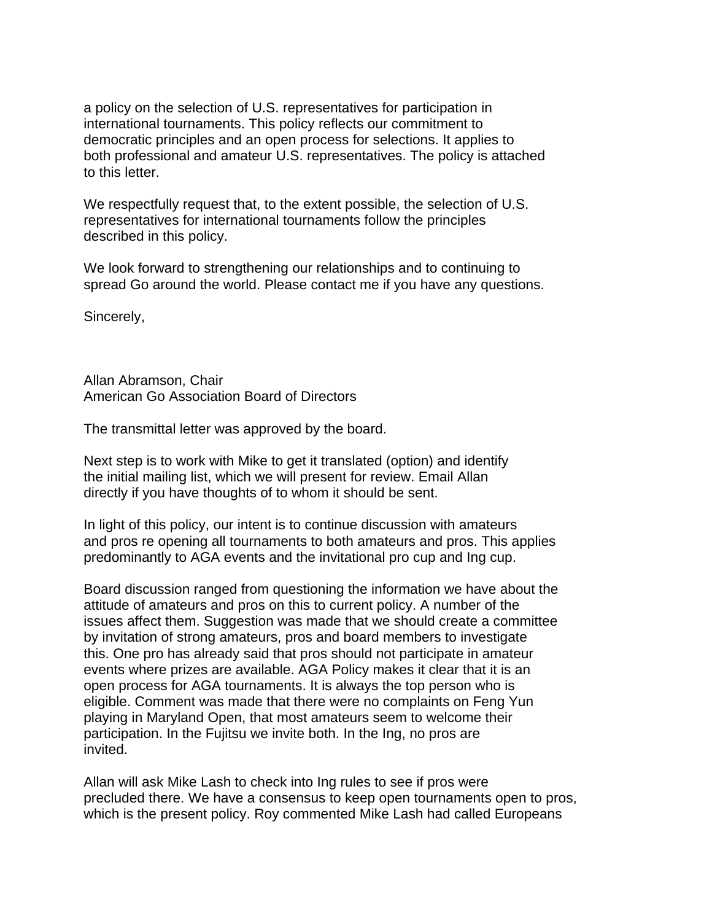a policy on the selection of U.S. representatives for participation in international tournaments. This policy reflects our commitment to democratic principles and an open process for selections. It applies to both professional and amateur U.S. representatives. The policy is attached to this letter.

We respectfully request that, to the extent possible, the selection of U.S. representatives for international tournaments follow the principles described in this policy.

We look forward to strengthening our relationships and to continuing to spread Go around the world. Please contact me if you have any questions.

Sincerely,

Allan Abramson, Chair
American Go Association Board of Directors

The transmittal letter was approved by the board.

Next step is to work with Mike to get it translated (option) and identify the initial mailing list, which we will present for review. Email Allan directly if you have thoughts of to whom it should be sent.

In light of this policy, our intent is to continue discussion with amateurs and pros re opening all tournaments to both amateurs and pros. This applies predominantly to AGA events and the invitational pro cup and Ing cup.

Board discussion ranged from questioning the information we have about the attitude of amateurs and pros on this to current policy. A number of the issues affect them. Suggestion was made that we should create a committee by invitation of strong amateurs, pros and board members to investigate this. One pro has already said that pros should not participate in amateur events where prizes are available. AGA Policy makes it clear that it is an open process for AGA tournaments. It is always the top person who is eligible. Comment was made that there were no complaints on Feng Yun playing in Maryland Open, that most amateurs seem to welcome their participation. In the Fujitsu we invite both. In the Ing, no pros are invited.

Allan will ask Mike Lash to check into Ing rules to see if pros were precluded there. We have a consensus to keep open tournaments open to pros, which is the present policy. Roy commented Mike Lash had called Europeans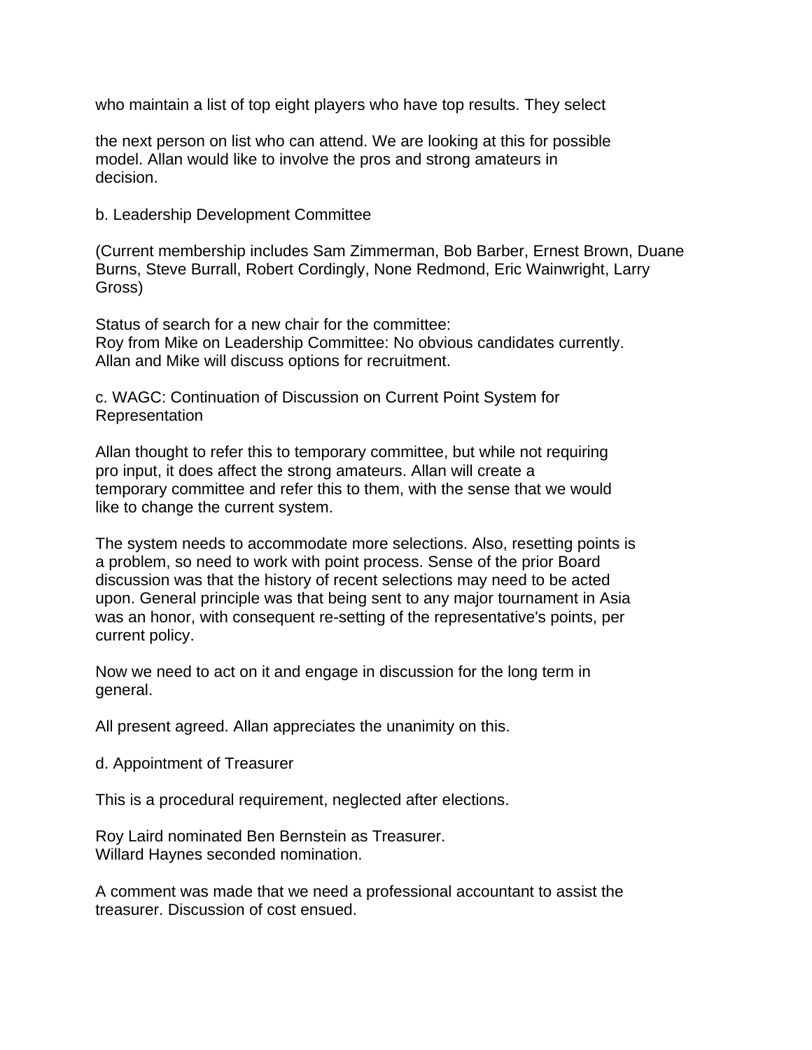who maintain a list of top eight players who have top results. They select

the next person on list who can attend. We are looking at this for possible model. Allan would like to involve the pros and strong amateurs in decision.

b. Leadership Development Committee

(Current membership includes Sam Zimmerman, Bob Barber, Ernest Brown, Duane Burns, Steve Burrall, Robert Cordingly, None Redmond, Eric Wainwright, Larry Gross)

Status of search for a new chair for the committee:
Roy from Mike on Leadership Committee: No obvious candidates currently. Allan and Mike will discuss options for recruitment.

c. WAGC: Continuation of Discussion on Current Point System for Representation

Allan thought to refer this to temporary committee, but while not requiring pro input, it does affect the strong amateurs. Allan will create a temporary committee and refer this to them, with the sense that we would like to change the current system.

The system needs to accommodate more selections. Also, resetting points is a problem, so need to work with point process. Sense of the prior Board discussion was that the history of recent selections may need to be acted upon. General principle was that being sent to any major tournament in Asia was an honor, with consequent re-setting of the representative's points, per current policy.

Now we need to act on it and engage in discussion for the long term in general.

All present agreed. Allan appreciates the unanimity on this.

d. Appointment of Treasurer

This is a procedural requirement, neglected after elections.

Roy Laird nominated Ben Bernstein as Treasurer.
Willard Haynes seconded nomination.

A comment was made that we need a professional accountant to assist the treasurer. Discussion of cost ensued.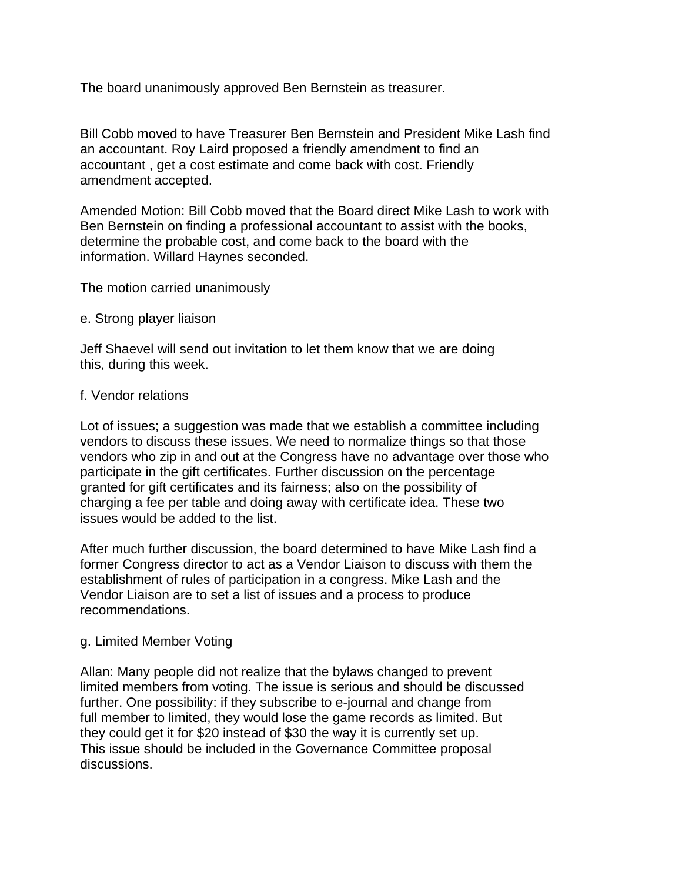The board unanimously approved Ben Bernstein as treasurer.

Bill Cobb moved to have Treasurer Ben Bernstein and President Mike Lash find an accountant. Roy Laird proposed a friendly amendment to find an accountant , get a cost estimate and come back with cost. Friendly amendment accepted.

Amended Motion: Bill Cobb moved that the Board direct Mike Lash to work with Ben Bernstein on finding a professional accountant to assist with the books, determine the probable cost, and come back to the board with the information. Willard Haynes seconded.

The motion carried unanimously

e. Strong player liaison

Jeff Shaevel will send out invitation to let them know that we are doing this, during this week.

f. Vendor relations

Lot of issues; a suggestion was made that we establish a committee including vendors to discuss these issues. We need to normalize things so that those vendors who zip in and out at the Congress have no advantage over those who participate in the gift certificates. Further discussion on the percentage granted for gift certificates and its fairness; also on the possibility of charging a fee per table and doing away with certificate idea. These two issues would be added to the list.

After much further discussion, the board determined to have Mike Lash find a former Congress director to act as a Vendor Liaison to discuss with them the establishment of rules of participation in a congress. Mike Lash and the Vendor Liaison are to set a list of issues and a process to produce recommendations.

g. Limited Member Voting

Allan: Many people did not realize that the bylaws changed to prevent limited members from voting. The issue is serious and should be discussed further. One possibility: if they subscribe to e-journal and change from full member to limited, they would lose the game records as limited. But they could get it for $20 instead of $30 the way it is currently set up. This issue should be included in the Governance Committee proposal discussions.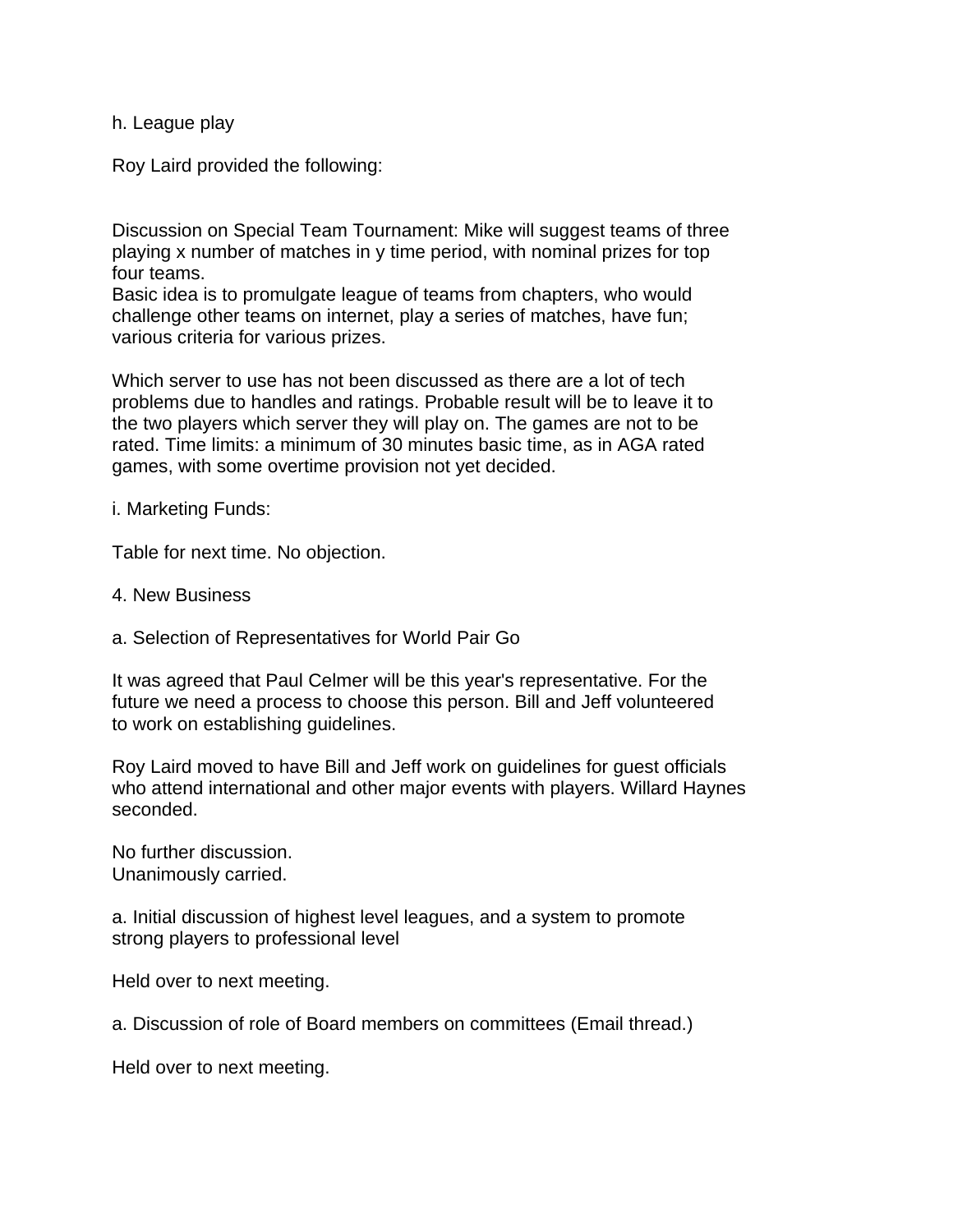h. League play

Roy Laird provided the following:

Discussion on Special Team Tournament: Mike will suggest teams of three playing x number of matches in y time period, with nominal prizes for top four teams.
Basic idea is to promulgate league of teams from chapters, who would challenge other teams on internet, play a series of matches, have fun; various criteria for various prizes.

Which server to use has not been discussed as there are a lot of tech problems due to handles and ratings. Probable result will be to leave it to the two players which server they will play on. The games are not to be rated. Time limits: a minimum of 30 minutes basic time, as in AGA rated games, with some overtime provision not yet decided.

i. Marketing Funds:

Table for next time. No objection.

4. New Business

a. Selection of Representatives for World Pair Go

It was agreed that Paul Celmer will be this year's representative. For the future we need a process to choose this person. Bill and Jeff volunteered to work on establishing guidelines.

Roy Laird moved to have Bill and Jeff work on guidelines for guest officials who attend international and other major events with players. Willard Haynes seconded.

No further discussion.
Unanimously carried.

a. Initial discussion of highest level leagues, and a system to promote strong players to professional level

Held over to next meeting.

a. Discussion of role of Board members on committees (Email thread.)

Held over to next meeting.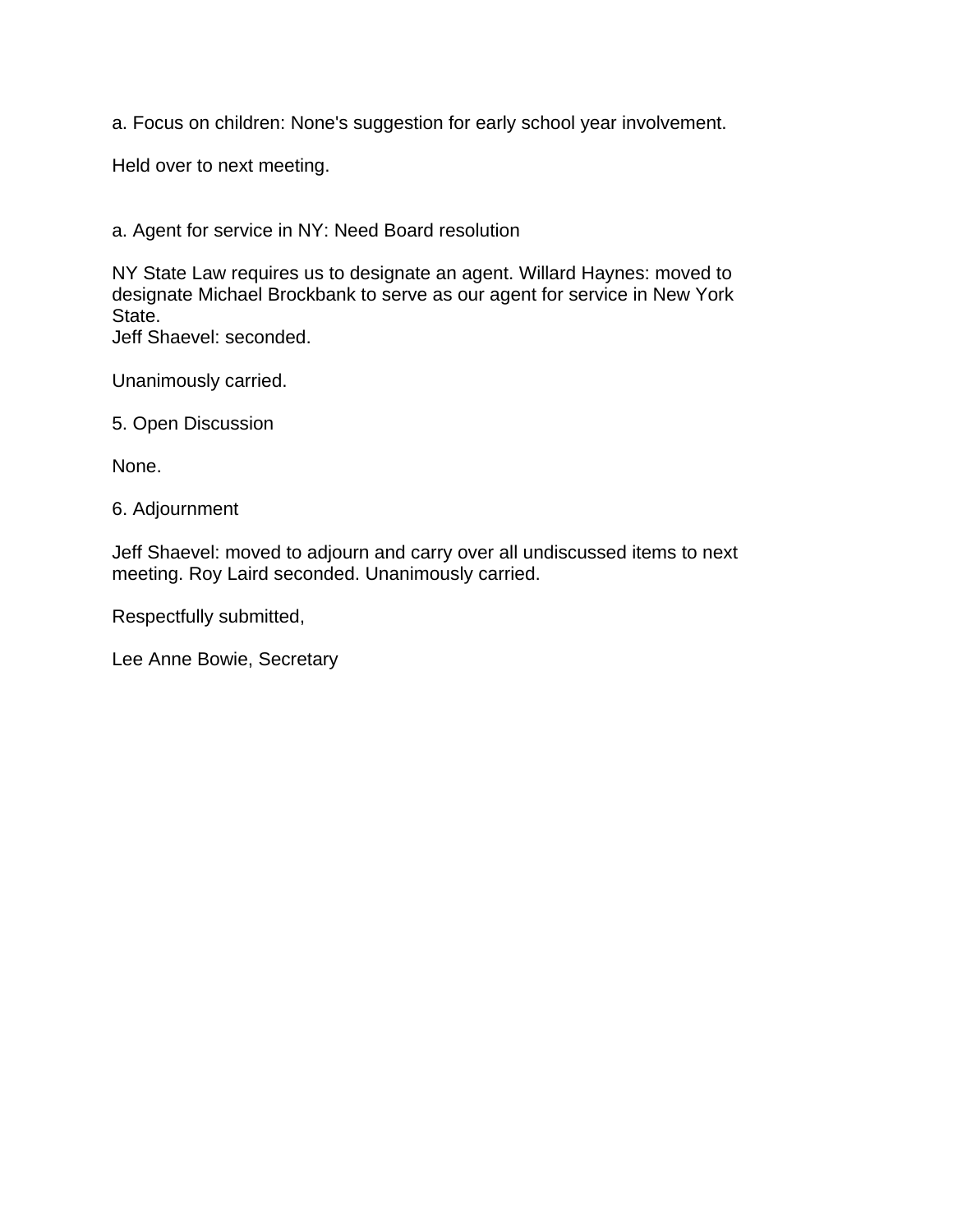a. Focus on children: None's suggestion for early school year involvement.

Held over to next meeting.

a. Agent for service in NY: Need Board resolution

NY State Law requires us to designate an agent. Willard Haynes: moved to designate Michael Brockbank to serve as our agent for service in New York State.
Jeff Shaevel: seconded.

Unanimously carried.

5. Open Discussion

None.

6. Adjournment

Jeff Shaevel: moved to adjourn and carry over all undiscussed items to next meeting. Roy Laird seconded. Unanimously carried.

Respectfully submitted,

Lee Anne Bowie, Secretary